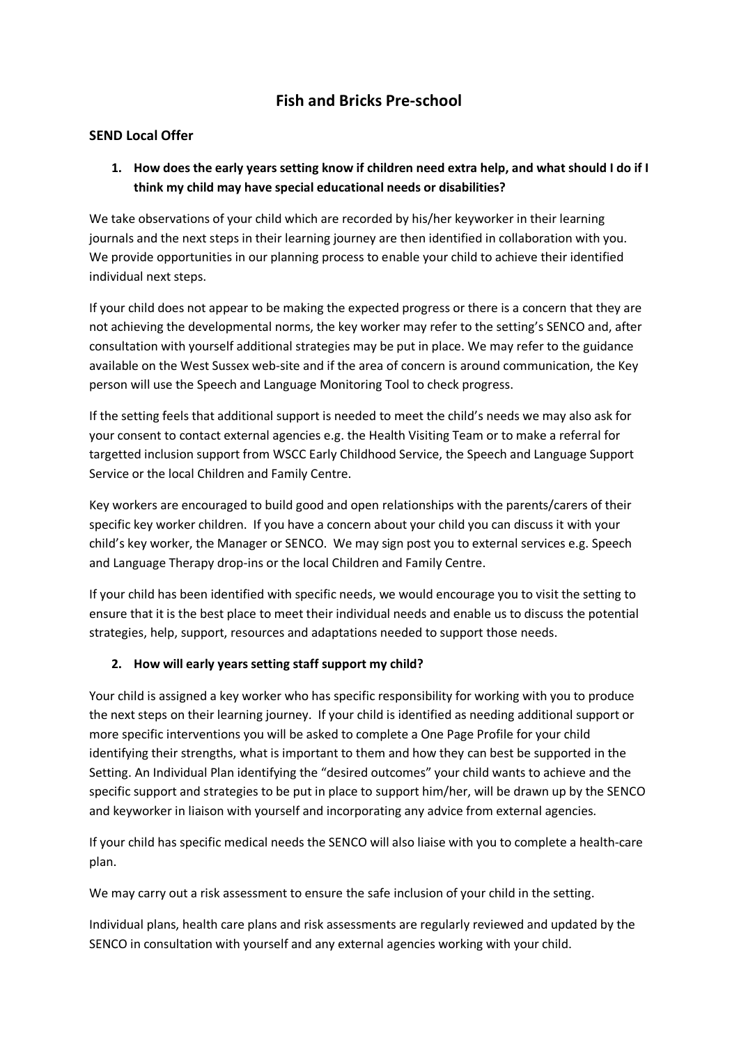# Fish and Bricks Pre-school

## SEND Local Offer

1. **How does the early years setting know if children need extra help, and what should I do if I think my child may have special educational needs or disabilities?**

We take observations of your child which are recorded by his/her keyworker in their learning journals and the next steps in their learning journey are then identified in collaboration with you. We provide opportunities in our planning process to enable your child to achieve their identified individual next steps.

If your child does not appear to be making the expected progress or there is a concern that they are not achieving the developmental norms, the key worker may refer to the setting's SENCO and, after consultation with yourself additional strategies may be put in place. We may refer to the guidance available on the West Sussex web-site and if the area of concern is around communication, the Key person will use the Speech and Language Monitoring Tool to check progress.

If the setting feels that additional support is needed to meet the child's needs we may also ask for your consent to contact external agencies e.g. the Health Visiting Team or to make a referral for targetted inclusion support from WSCC Early Childhood Service, the Speech and Language Support Service or the local Children and Family Centre.

Key workers are encouraged to build good and open relationships with the parents/carers of their specific key worker children. If you have a concern about your child you can discuss it with your child's key worker, the Manager or SENCO. We may sign post you to external services e.g. Speech and Language Therapy drop-ins or the local Children and Family Centre.

If your child has been identified with specific needs, we would encourage you to visit the setting to ensure that it is the best place to meet their individual needs and enable us to discuss the potential strategies, help, support, resources and adaptations needed to support those needs.

2. **How will early years setting staff support my child?**

Your child is assigned a key worker who has specific responsibility for working with you to produce the next steps on their learning journey. If your child is identified as needing additional support or more specific interventions you will be asked to complete a One Page Profile for your child identifying their strengths, what is important to them and how they can best be supported in the Setting. An Individual Plan identifying the "desired outcomes" your child wants to achieve and the specific support and strategies to be put in place to support him/her, will be drawn up by the SENCO and keyworker in liaison with yourself and incorporating any advice from external agencies.

If your child has specific medical needs the SENCO will also liaise with you to complete a health-care plan.

We may carry out a risk assessment to ensure the safe inclusion of your child in the setting.

Individual plans, health care plans and risk assessments are regularly reviewed and updated by the SENCO in consultation with yourself and any external agencies working with your child.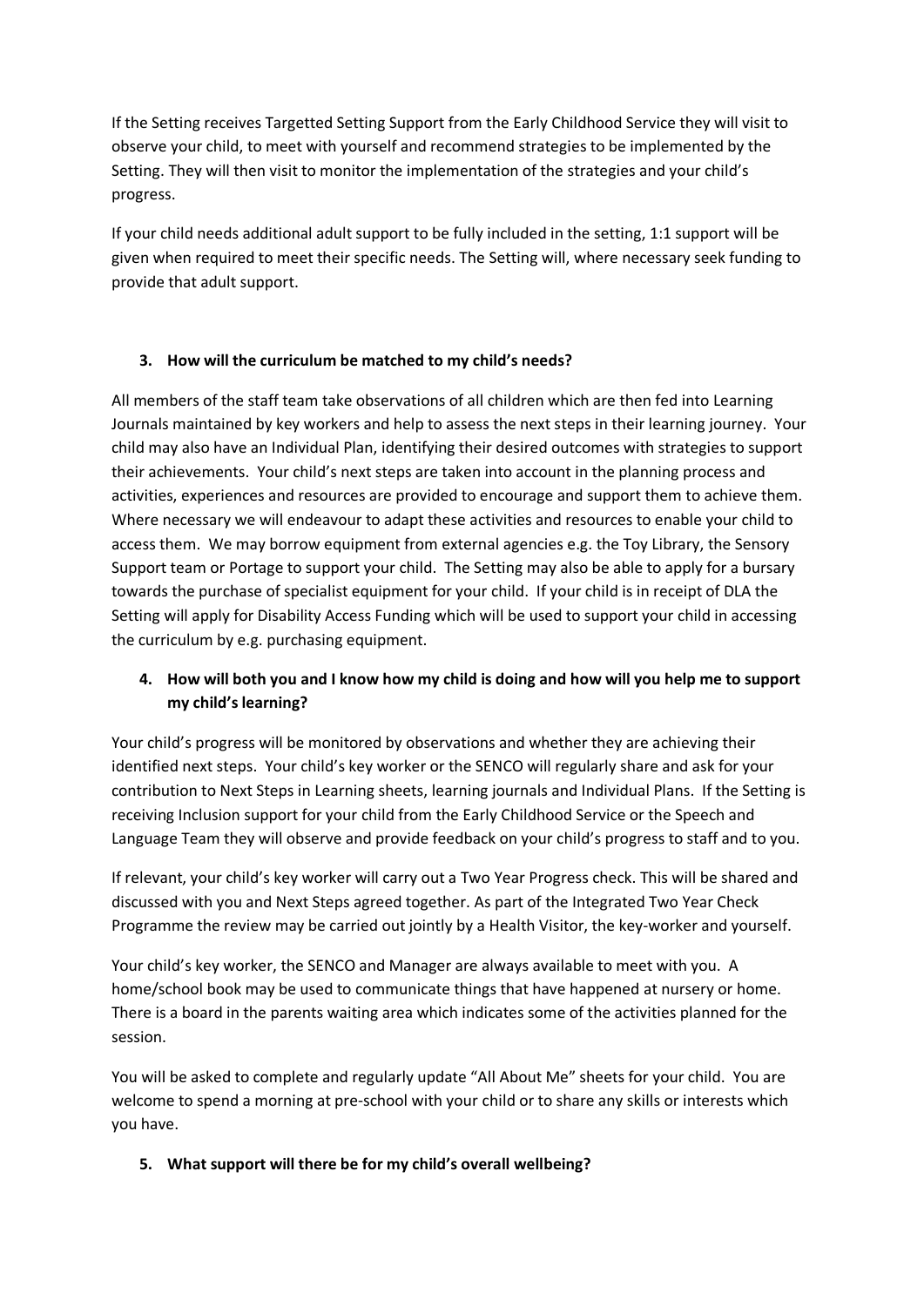If the Setting receives Targetted Setting Support from the Early Childhood Service they will visit to observe your child, to meet with yourself and recommend strategies to be implemented by the Setting. They will then visit to monitor the implementation of the strategies and your child's progress.

If your child needs additional adult support to be fully included in the setting, 1:1 support will be given when required to meet their specific needs. The Setting will, where necessary seek funding to provide that adult support.

3. **How will the curriculum be matched to my child's needs?**

All members of the staff team take observations of all children which are then fed into Learning Journals maintained by key workers and help to assess the next steps in their learning journey. Your child may also have an Individual Plan, identifying their desired outcomes with strategies to support their achievements. Your child's next steps are taken into account in the planning process and activities, experiences and resources are provided to encourage and support them to achieve them. Where necessary we will endeavour to adapt these activities and resources to enable your child to access them. We may borrow equipment from external agencies e.g. the Toy Library, the Sensory Support team or Portage to support your child. The Setting may also be able to apply for a bursary towards the purchase of specialist equipment for your child. If your child is in receipt of DLA the Setting will apply for Disability Access Funding which will be used to support your child in accessing the curriculum by e.g. purchasing equipment.

4. **How will both you and I know how my child is doing and how will you help me to support my child's learning?**

Your child's progress will be monitored by observations and whether they are achieving their identified next steps. Your child's key worker or the SENCO will regularly share and ask for your contribution to Next Steps in Learning sheets, learning journals and Individual Plans. If the Setting is receiving Inclusion support for your child from the Early Childhood Service or the Speech and Language Team they will observe and provide feedback on your child's progress to staff and to you.

If relevant, your child's key worker will carry out a Two Year Progress check. This will be shared and discussed with you and Next Steps agreed together. As part of the Integrated Two Year Check Programme the review may be carried out jointly by a Health Visitor, the key-worker and yourself.

Your child's key worker, the SENCO and Manager are always available to meet with you. A home/school book may be used to communicate things that have happened at nursery or home. There is a board in the parents waiting area which indicates some of the activities planned for the session.

You will be asked to complete and regularly update "All About Me" sheets for your child. You are welcome to spend a morning at pre-school with your child or to share any skills or interests which you have.

5. **What support will there be for my child's overall wellbeing?**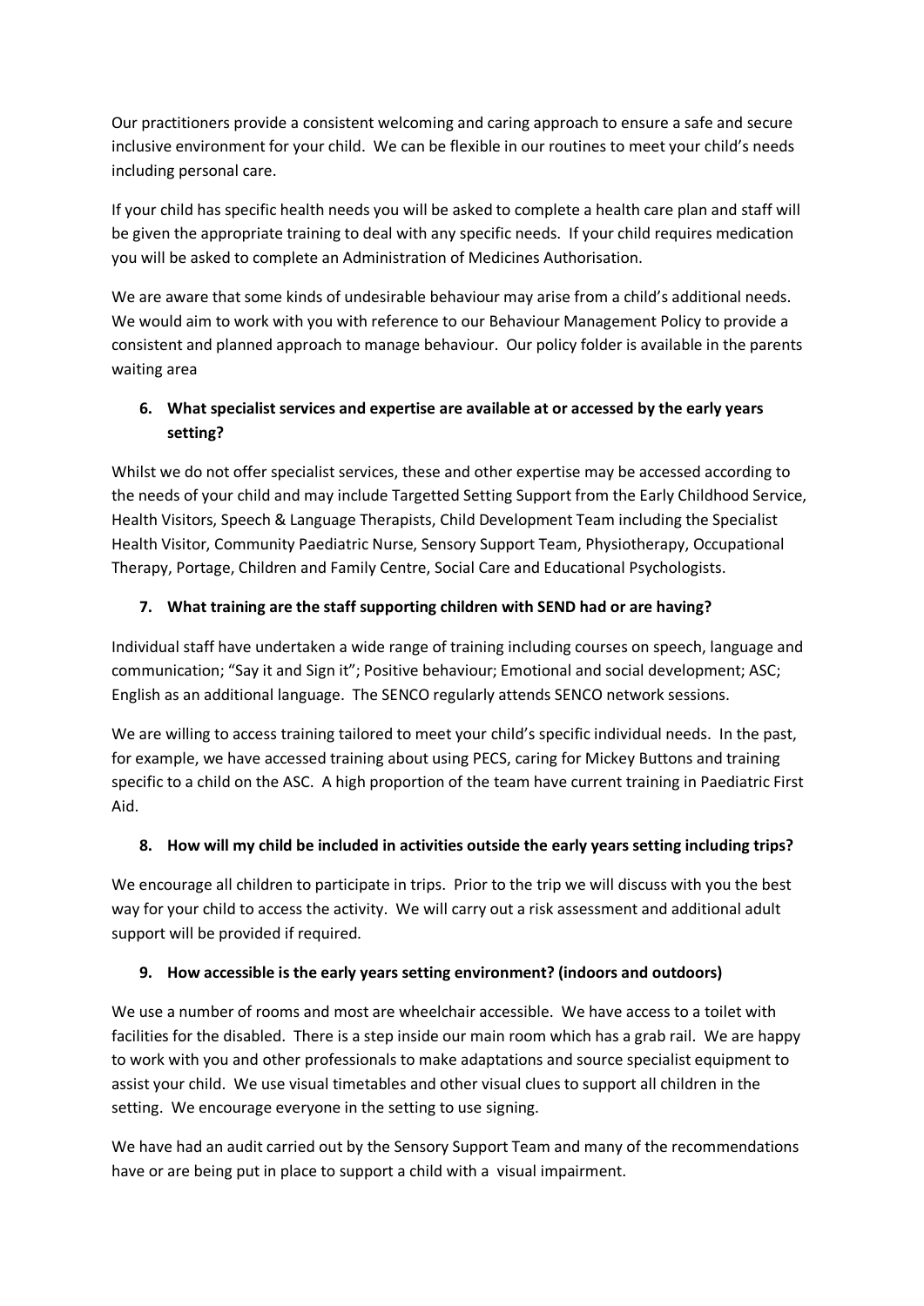Our practitioners provide a consistent welcoming and caring approach to ensure a safe and secure inclusive environment for your child. We can be flexible in our routines to meet your child's needs including personal care.

If your child has specific health needs you will be asked to complete a health care plan and staff will be given the appropriate training to deal with any specific needs. If your child requires medication you will be asked to complete an Administration of Medicines Authorisation.

We are aware that some kinds of undesirable behaviour may arise from a child's additional needs. We would aim to work with you with reference to our Behaviour Management Policy to provide a consistent and planned approach to manage behaviour. Our policy folder is available in the parents waiting area

6. **What specialist services and expertise are available at or accessed by the early years setting?**

Whilst we do not offer specialist services, these and other expertise may be accessed according to the needs of your child and may include Targetted Setting Support from the Early Childhood Service, Health Visitors, Speech & Language Therapists, Child Development Team including the Specialist Health Visitor, Community Paediatric Nurse, Sensory Support Team, Physiotherapy, Occupational Therapy, Portage, Children and Family Centre, Social Care and Educational Psychologists.

7. **What training are the staff supporting children with SEND had or are having?**

Individual staff have undertaken a wide range of training including courses on speech, language and communication; "Say it and Sign it"; Positive behaviour; Emotional and social development; ASC; English as an additional language. The SENCO regularly attends SENCO network sessions.

We are willing to access training tailored to meet your child's specific individual needs. In the past, for example, we have accessed training about using PECS, caring for Mickey Buttons and training specific to a child on the ASC. A high proportion of the team have current training in Paediatric First Aid.

8. **How will my child be included in activities outside the early years setting including trips?**

We encourage all children to participate in trips. Prior to the trip we will discuss with you the best way for your child to access the activity. We will carry out a risk assessment and additional adult support will be provided if required.

9. **How accessible is the early years setting environment? (indoors and outdoors)**

We use a number of rooms and most are wheelchair accessible. We have access to a toilet with facilities for the disabled. There is a step inside our main room which has a grab rail. We are happy to work with you and other professionals to make adaptations and source specialist equipment to assist your child. We use visual timetables and other visual clues to support all children in the setting. We encourage everyone in the setting to use signing.

We have had an audit carried out by the Sensory Support Team and many of the recommendations have or are being put in place to support a child with a visual impairment.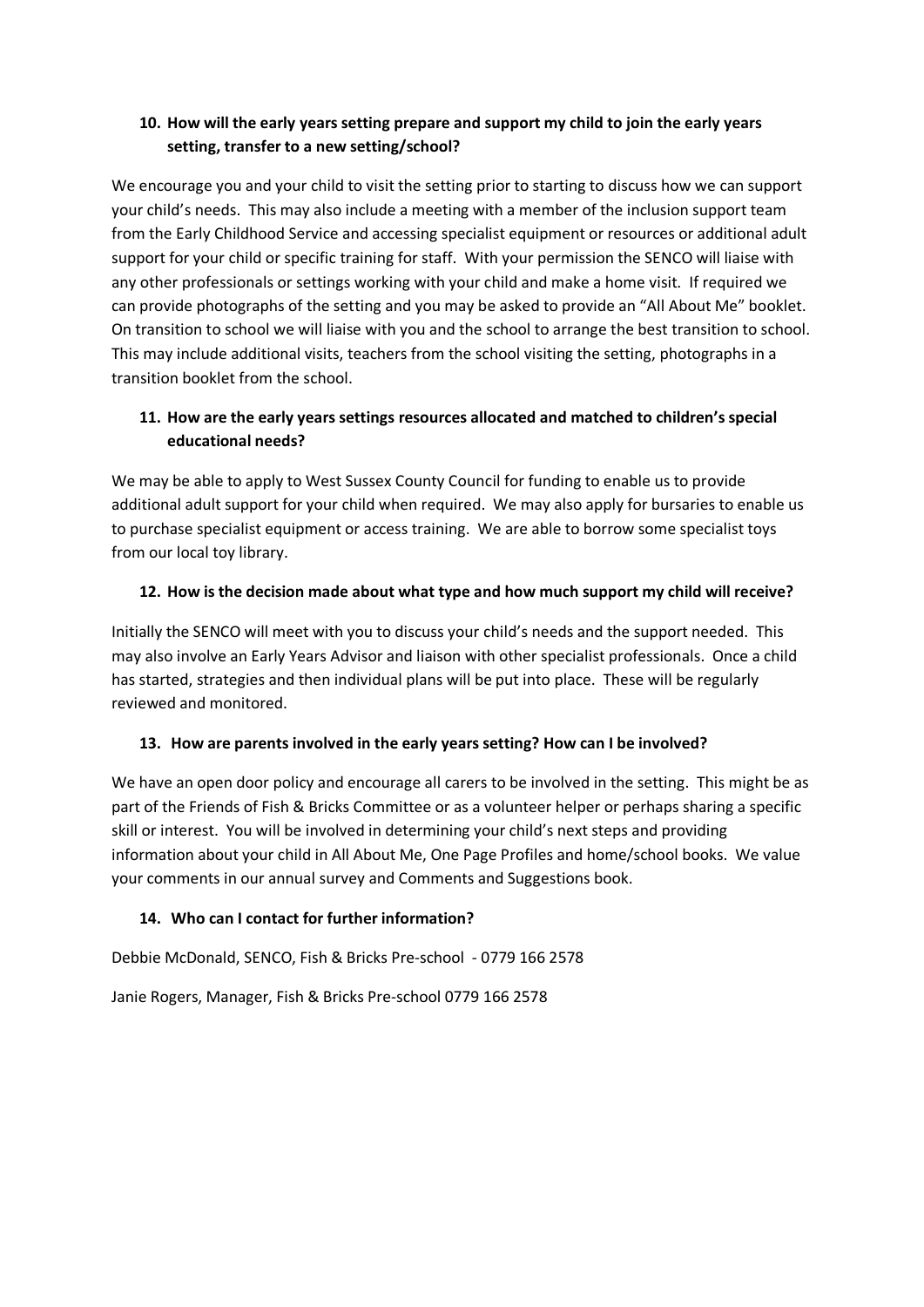## 10. How will the early years setting prepare and support my child to join the early years setting, transfer to a new setting/school?

We encourage you and your child to visit the setting prior to starting to discuss how we can support your child's needs. This may also include a meeting with a member of the inclusion support team from the Early Childhood Service and accessing specialist equipment or resources or additional adult support for your child or specific training for staff. With your permission the SENCO will liaise with any other professionals or settings working with your child and make a home visit. If required we can provide photographs of the setting and you may be asked to provide an "All About Me" booklet. On transition to school we will liaise with you and the school to arrange the best transition to school. This may include additional visits, teachers from the school visiting the setting, photographs in a transition booklet from the school.

## 11. How are the early years settings resources allocated and matched to children's special educational needs?

We may be able to apply to West Sussex County Council for funding to enable us to provide additional adult support for your child when required. We may also apply for bursaries to enable us to purchase specialist equipment or access training. We are able to borrow some specialist toys from our local toy library.

## 12. How is the decision made about what type and how much support my child will receive?

Initially the SENCO will meet with you to discuss your child's needs and the support needed. This may also involve an Early Years Advisor and liaison with other specialist professionals. Once a child has started, strategies and then individual plans will be put into place. These will be regularly reviewed and monitored.

## 13. How are parents involved in the early years setting? How can I be involved?

We have an open door policy and encourage all carers to be involved in the setting. This might be as part of the Friends of Fish & Bricks Committee or as a volunteer helper or perhaps sharing a specific skill or interest. You will be involved in determining your child's next steps and providing information about your child in All About Me, One Page Profiles and home/school books. We value your comments in our annual survey and Comments and Suggestions book.

## 14. Who can I contact for further information?

Debbie McDonald, SENCO, Fish & Bricks Pre-school - 0779 166 2578

Janie Rogers, Manager, Fish & Bricks Pre-school 0779 166 2578